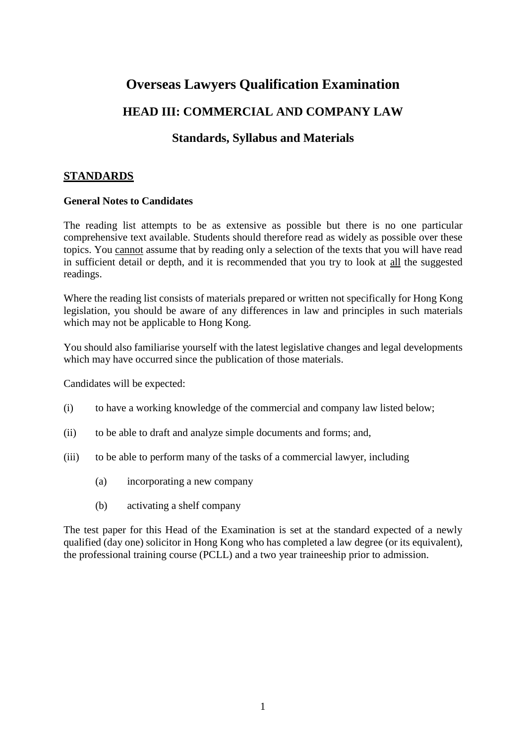# Overseas Lawyers Qualification Examination

## HEAD III: COMMERCIAL AND COMPANY LAW

### Standards, Syllabus and Materials

## STANDARDS

**General Notes to Candidates**

The reading list attempts to be as extensive as possible but there is no one particular comprehensive text available. Students should therefore read as widely as possible over these topics. You <u>cannot</u> assume that by reading only a selection of the texts that you will have read in sufficient detail or depth, and it is recommended that you try to look at <u>all</u> the suggested readings.

Where the reading list consists of materials prepared or written not specifically for Hong Kong legislation, you should be aware of any differences in law and principles in such materials which may not be applicable to Hong Kong.

You should also familiarise yourself with the latest legislative changes and legal developments which may have occurred since the publication of those materials.

Candidates will be expected:

(i) to have a working knowledge of the commercial and company law listed below;

(ii) to be able to draft and analyze simple documents and forms; and,

(iii) to be able to perform many of the tasks of a commercial lawyer, including

- (a) incorporating a new company
- (b) activating a shelf company

The test paper for this Head of the Examination is set at the standard expected of a newly qualified (day one) solicitor in Hong Kong who has completed a law degree (or its equivalent), the professional training course (PCLL) and a two year traineeship prior to admission.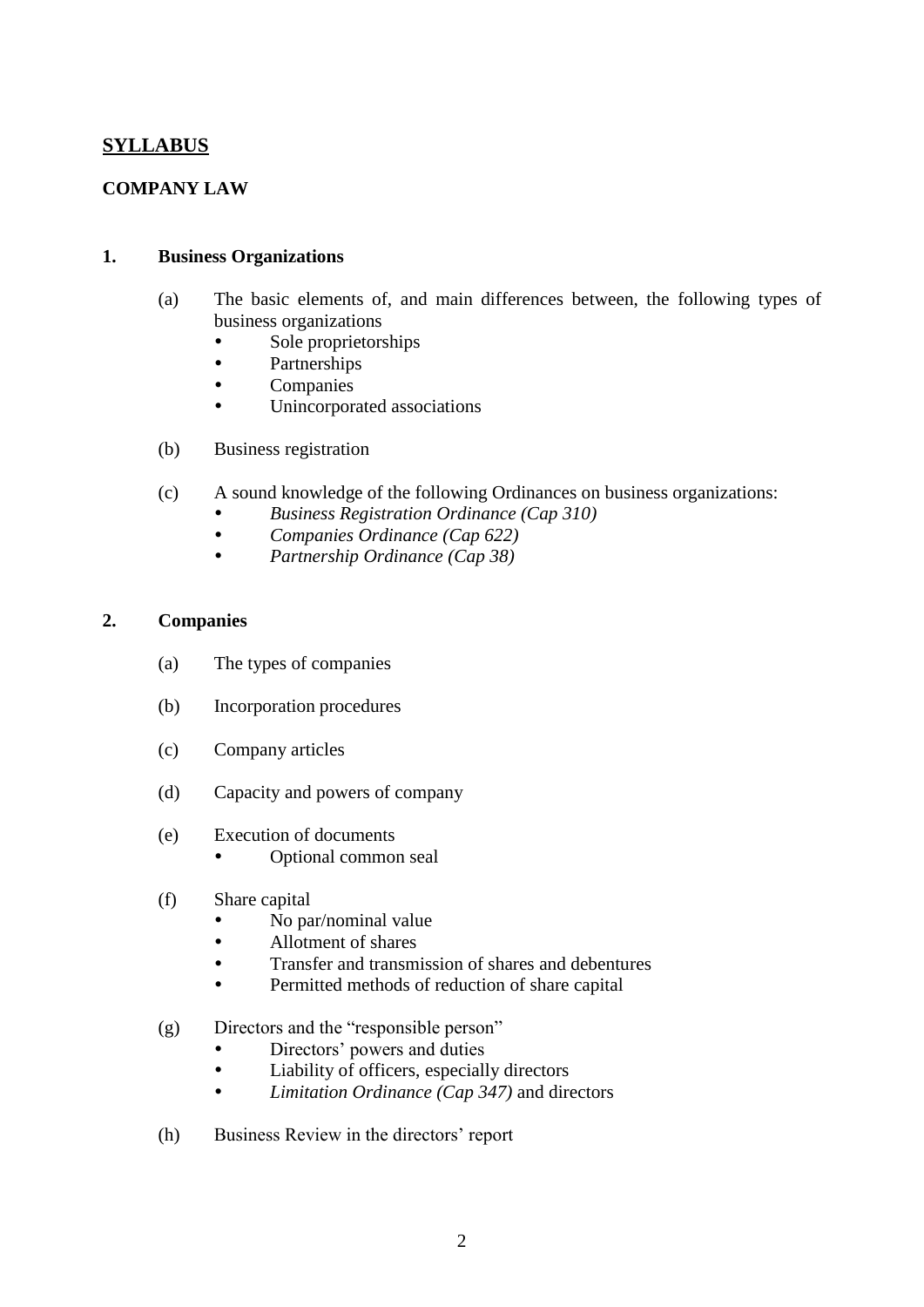# <u>SYLLABUS</u>

## COMPANY LAW

### 1. Business Organizations

(a) The basic elements of, and main differences between, the following types of business organizations

- Sole proprietorships
- Partnerships
- Companies
- Unincorporated associations

(b) Business registration

(c) A sound knowledge of the following Ordinances on business organizations:

- *Business Registration Ordinance (Cap 310)*
- *Companies Ordinance (Cap 622)*
- *Partnership Ordinance (Cap 38)*

### 2. Companies

(a) The types of companies

(b) Incorporation procedures

(c) Company articles

(d) Capacity and powers of company

(e) Execution of documents

- Optional common seal

(f) Share capital

- No par/nominal value
- Allotment of shares
- Transfer and transmission of shares and debentures
- Permitted methods of reduction of share capital

(g) Directors and the "responsible person"

- Directors' powers and duties
- Liability of officers, especially directors
- *Limitation Ordinance (Cap 347)* and directors

(h) Business Review in the directors' report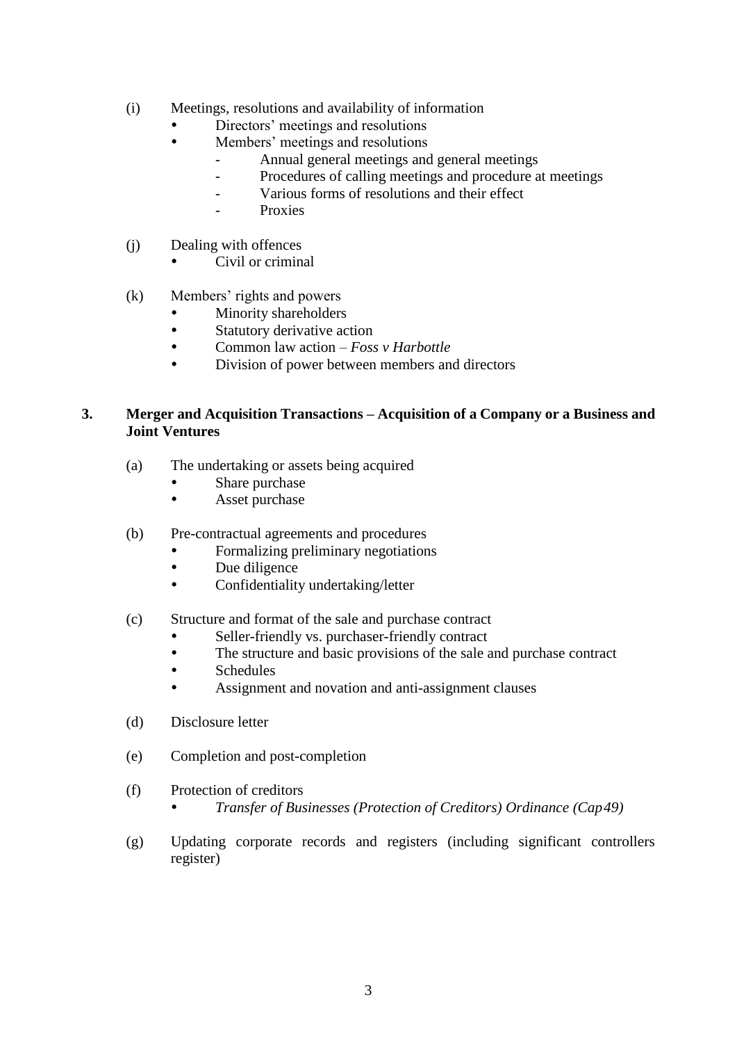(i) Meetings, resolutions and availability of information
- Directors' meetings and resolutions
- Members' meetings and resolutions
    - Annual general meetings and general meetings
    - Procedures of calling meetings and procedure at meetings
    - Various forms of resolutions and their effect
    - Proxies

(j) Dealing with offences
- Civil or criminal

(k) Members' rights and powers
- Minority shareholders
- Statutory derivative action
- Common law action – *Foss v Harbottle*
- Division of power between members and directors

**3. Merger and Acquisition Transactions – Acquisition of a Company or a Business and Joint Ventures**

(a) The undertaking or assets being acquired
- Share purchase
- Asset purchase

(b) Pre-contractual agreements and procedures
- Formalizing preliminary negotiations
- Due diligence
- Confidentiality undertaking/letter

(c) Structure and format of the sale and purchase contract
- Seller-friendly vs. purchaser-friendly contract
- The structure and basic provisions of the sale and purchase contract
- Schedules
- Assignment and novation and anti-assignment clauses

(d) Disclosure letter

(e) Completion and post-completion

(f) Protection of creditors
- *Transfer of Businesses (Protection of Creditors) Ordinance (Cap49)*

(g) Updating corporate records and registers (including significant controllers register)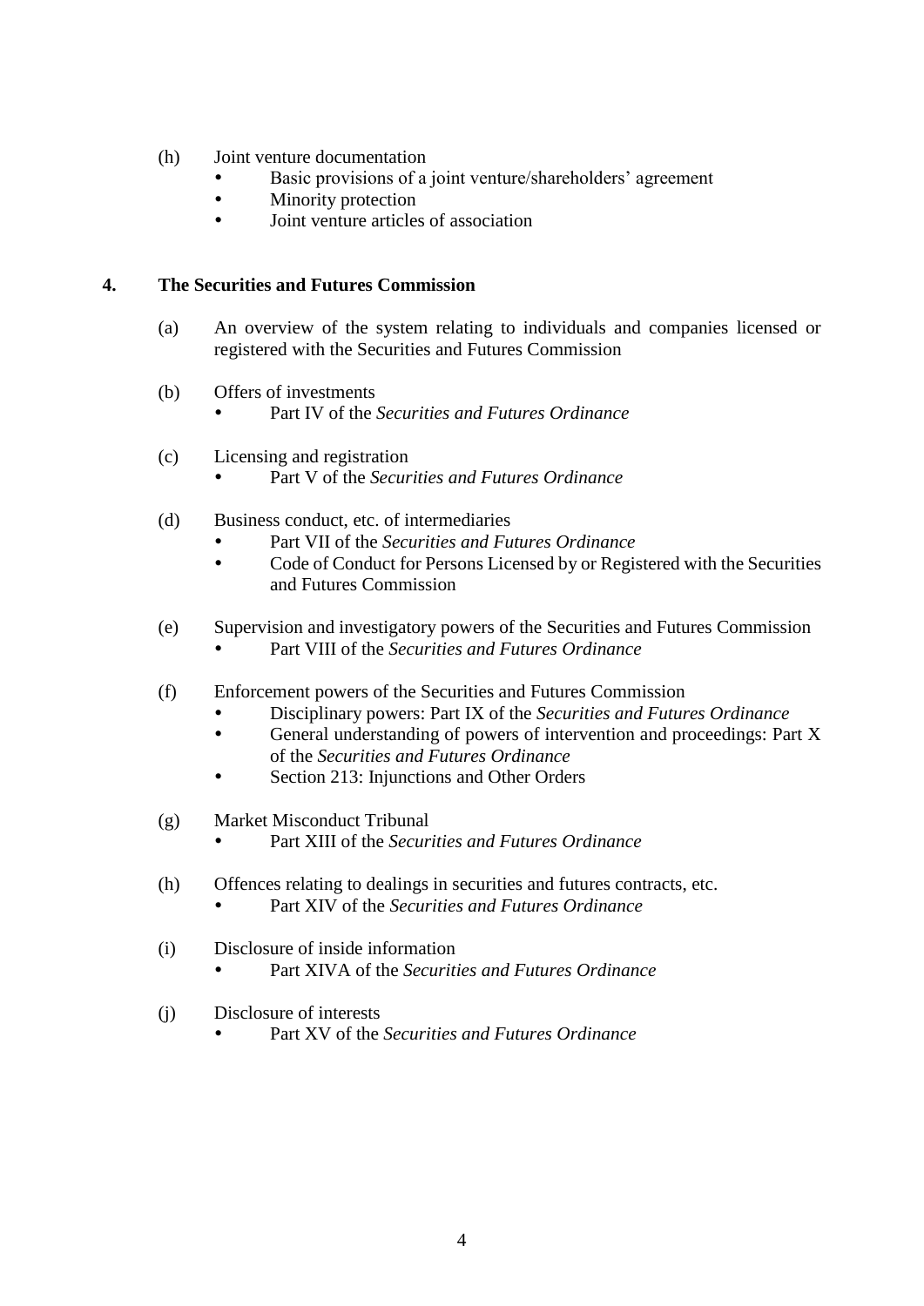(h) Joint venture documentation
- Basic provisions of a joint venture/shareholders' agreement
- Minority protection
- Joint venture articles of association

## 4. The Securities and Futures Commission

(a) An overview of the system relating to individuals and companies licensed or registered with the Securities and Futures Commission

(b) Offers of investments
- Part IV of the *Securities and Futures Ordinance*

(c) Licensing and registration
- Part V of the *Securities and Futures Ordinance*

(d) Business conduct, etc. of intermediaries
- Part VII of the *Securities and Futures Ordinance*
- Code of Conduct for Persons Licensed by or Registered with the Securities and Futures Commission

(e) Supervision and investigatory powers of the Securities and Futures Commission
- Part VIII of the *Securities and Futures Ordinance*

(f) Enforcement powers of the Securities and Futures Commission
- Disciplinary powers: Part IX of the *Securities and Futures Ordinance*
- General understanding of powers of intervention and proceedings: Part X of the *Securities and Futures Ordinance*
- Section 213: Injunctions and Other Orders

(g) Market Misconduct Tribunal
- Part XIII of the *Securities and Futures Ordinance*

(h) Offences relating to dealings in securities and futures contracts, etc.
- Part XIV of the *Securities and Futures Ordinance*

(i) Disclosure of inside information
- Part XIVA of the *Securities and Futures Ordinance*

(j) Disclosure of interests
- Part XV of the *Securities and Futures Ordinance*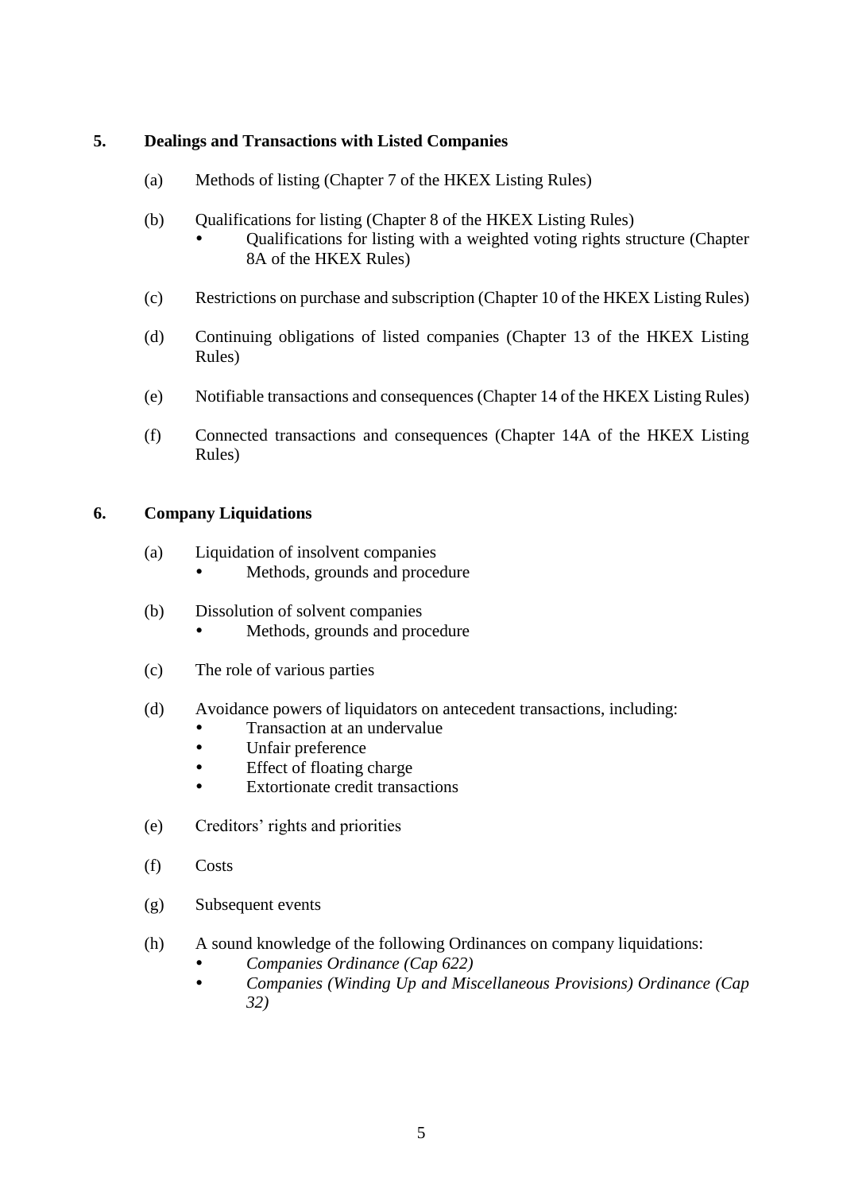## 5. Dealings and Transactions with Listed Companies

(a) Methods of listing (Chapter 7 of the HKEX Listing Rules)

(b) Qualifications for listing (Chapter 8 of the HKEX Listing Rules)
- Qualifications for listing with a weighted voting rights structure (Chapter 8A of the HKEX Rules)

(c) Restrictions on purchase and subscription (Chapter 10 of the HKEX Listing Rules)

(d) Continuing obligations of listed companies (Chapter 13 of the HKEX Listing Rules)

(e) Notifiable transactions and consequences (Chapter 14 of the HKEX Listing Rules)

(f) Connected transactions and consequences (Chapter 14A of the HKEX Listing Rules)

## 6. Company Liquidations

(a) Liquidation of insolvent companies
- Methods, grounds and procedure

(b) Dissolution of solvent companies
- Methods, grounds and procedure

(c) The role of various parties

(d) Avoidance powers of liquidators on antecedent transactions, including:
- Transaction at an undervalue
- Unfair preference
- Effect of floating charge
- Extortionate credit transactions

(e) Creditors' rights and priorities

(f) Costs

(g) Subsequent events

(h) A sound knowledge of the following Ordinances on company liquidations:
- *Companies Ordinance (Cap 622)*
- *Companies (Winding Up and Miscellaneous Provisions) Ordinance (Cap 32)*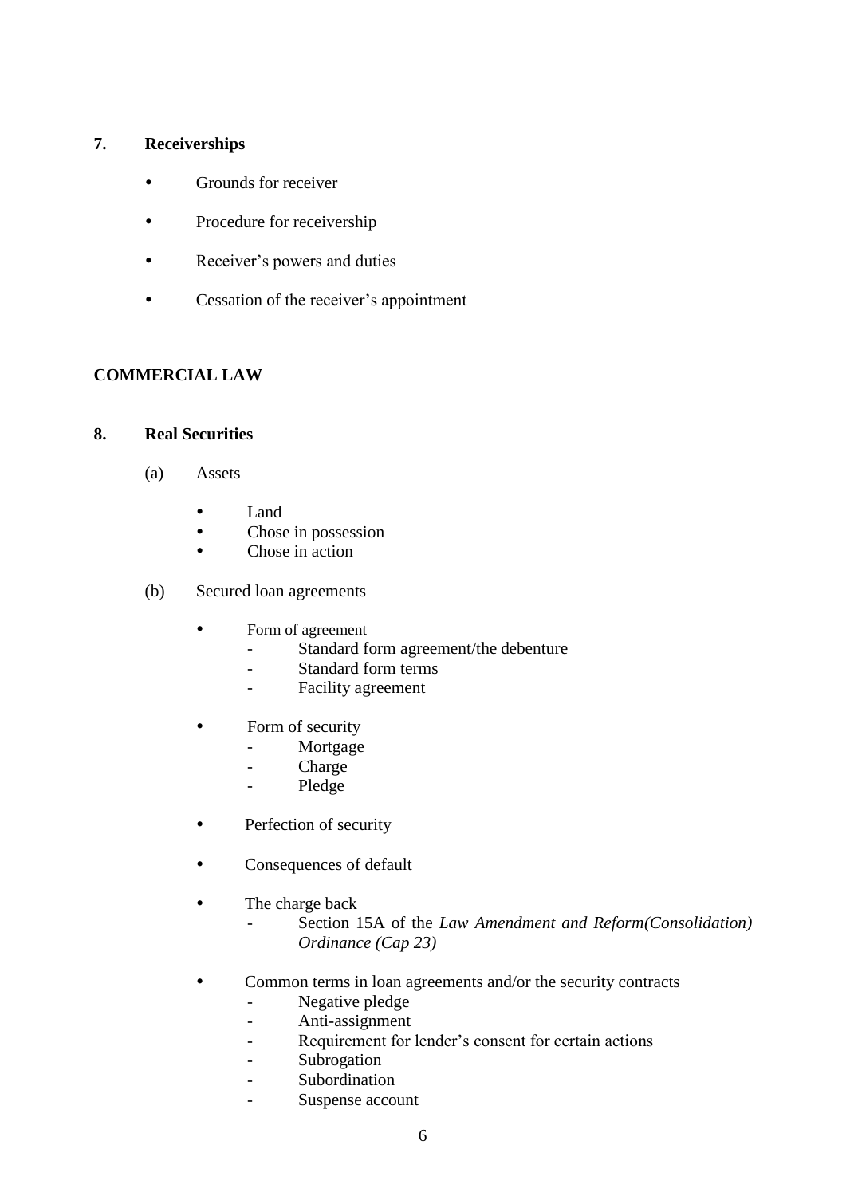## 7. Receiverships

- Grounds for receiver
- Procedure for receivership
- Receiver's powers and duties
- Cessation of the receiver's appointment

# COMMERCIAL LAW

## 8. Real Securities

(a) Assets

- Land
- Chose in possession
- Chose in action

(b) Secured loan agreements

- Form of agreement
  - Standard form agreement/the debenture
  - Standard form terms
  - Facility agreement
- Form of security
  - Mortgage
  - Charge
  - Pledge
- Perfection of security
- Consequences of default
- The charge back
  - Section 15A of the *Law Amendment and Reform(Consolidation) Ordinance (Cap 23)*
- Common terms in loan agreements and/or the security contracts
  - Negative pledge
  - Anti-assignment
  - Requirement for lender's consent for certain actions
  - Subrogation
  - Subordination
  - Suspense account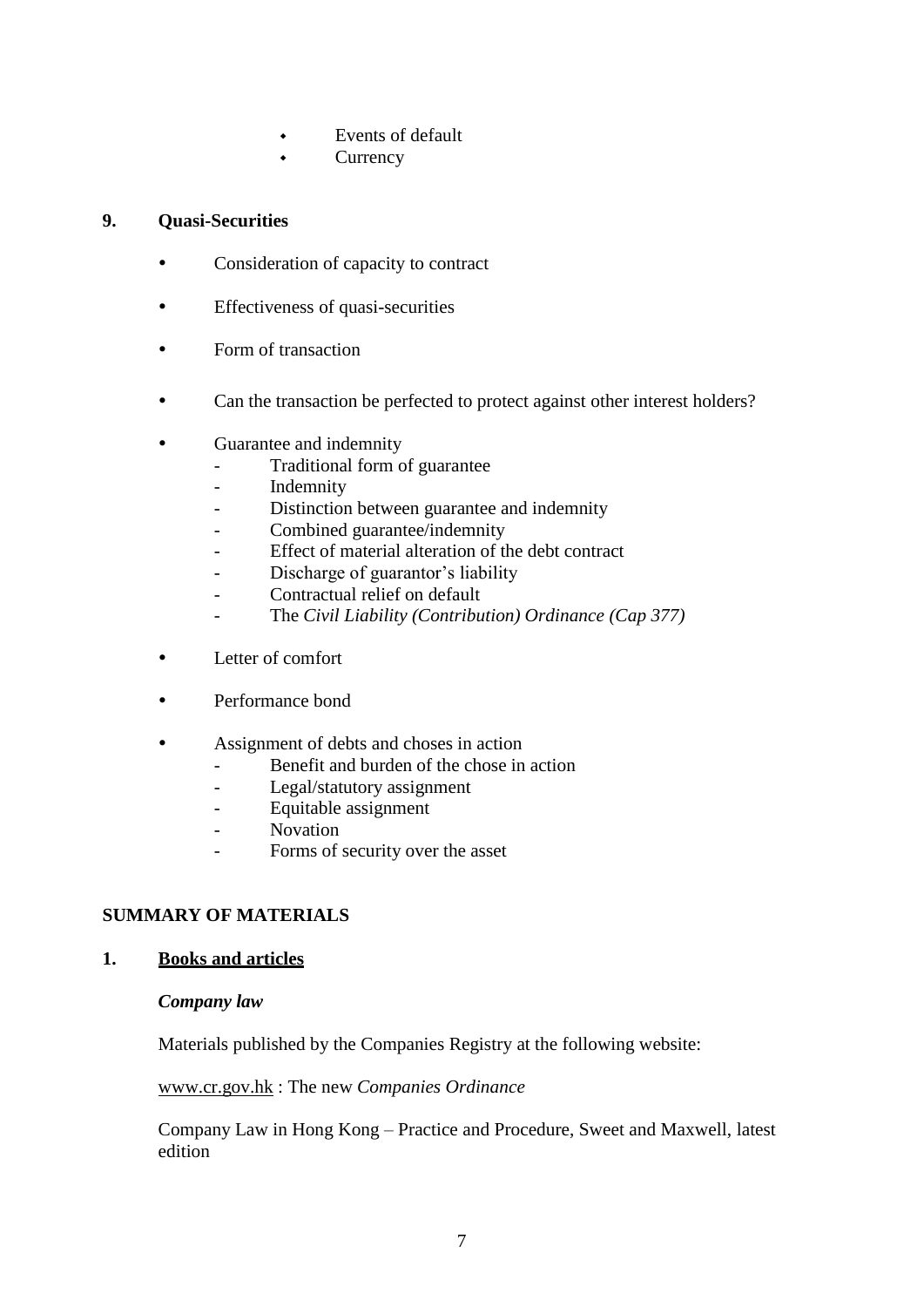- Events of default
- Currency

## 9. Quasi-Securities

- Consideration of capacity to contract
- Effectiveness of quasi-securities
- Form of transaction
- Can the transaction be perfected to protect against other interest holders?
- Guarantee and indemnity
  - Traditional form of guarantee
  - Indemnity
  - Distinction between guarantee and indemnity
  - Combined guarantee/indemnity
  - Effect of material alteration of the debt contract
  - Discharge of guarantor's liability
  - Contractual relief on default
  - The *Civil Liability (Contribution) Ordinance (Cap 377)*
- Letter of comfort
- Performance bond
- Assignment of debts and choses in action
  - Benefit and burden of the chose in action
  - Legal/statutory assignment
  - Equitable assignment
  - Novation
  - Forms of security over the asset

## SUMMARY OF MATERIALS

### 1. Books and articles

***Company law***

Materials published by the Companies Registry at the following website:

www.cr.gov.hk : The new *Companies Ordinance*

Company Law in Hong Kong – Practice and Procedure, Sweet and Maxwell, latest edition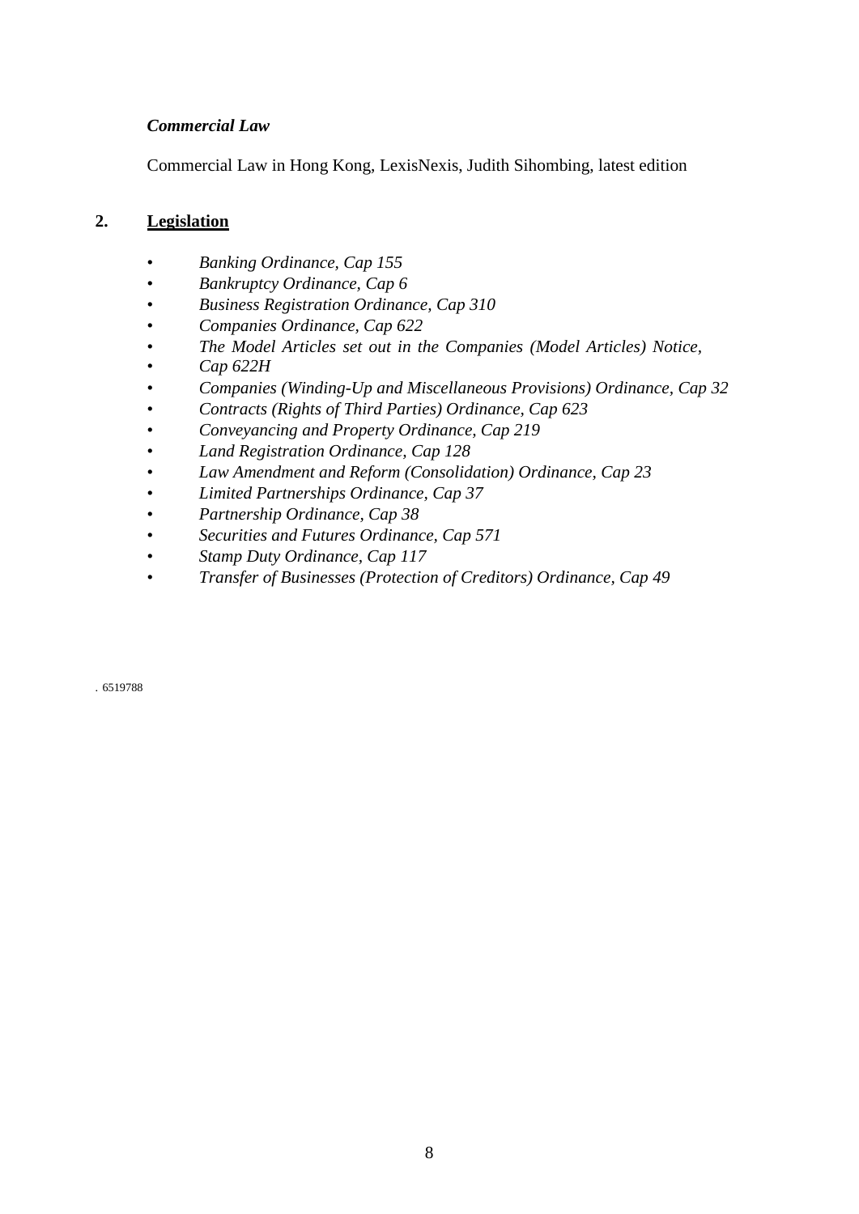***Commercial Law***

Commercial Law in Hong Kong, LexisNexis, Judith Sihombing, latest edition

## 2. <u>Legislation</u>

- *Banking Ordinance, Cap 155*
- *Bankruptcy Ordinance, Cap 6*
- *Business Registration Ordinance, Cap 310*
- *Companies Ordinance, Cap 622*
- *The Model Articles set out in the Companies (Model Articles) Notice,*
- *Cap 622H*
- *Companies (Winding-Up and Miscellaneous Provisions) Ordinance, Cap 32*
- *Contracts (Rights of Third Parties) Ordinance, Cap 623*
- *Conveyancing and Property Ordinance, Cap 219*
- *Land Registration Ordinance, Cap 128*
- *Law Amendment and Reform (Consolidation) Ordinance, Cap 23*
- *Limited Partnerships Ordinance, Cap 37*
- *Partnership Ordinance, Cap 38*
- *Securities and Futures Ordinance, Cap 571*
- *Stamp Duty Ordinance, Cap 117*
- *Transfer of Businesses (Protection of Creditors) Ordinance, Cap 49*

. 6519788